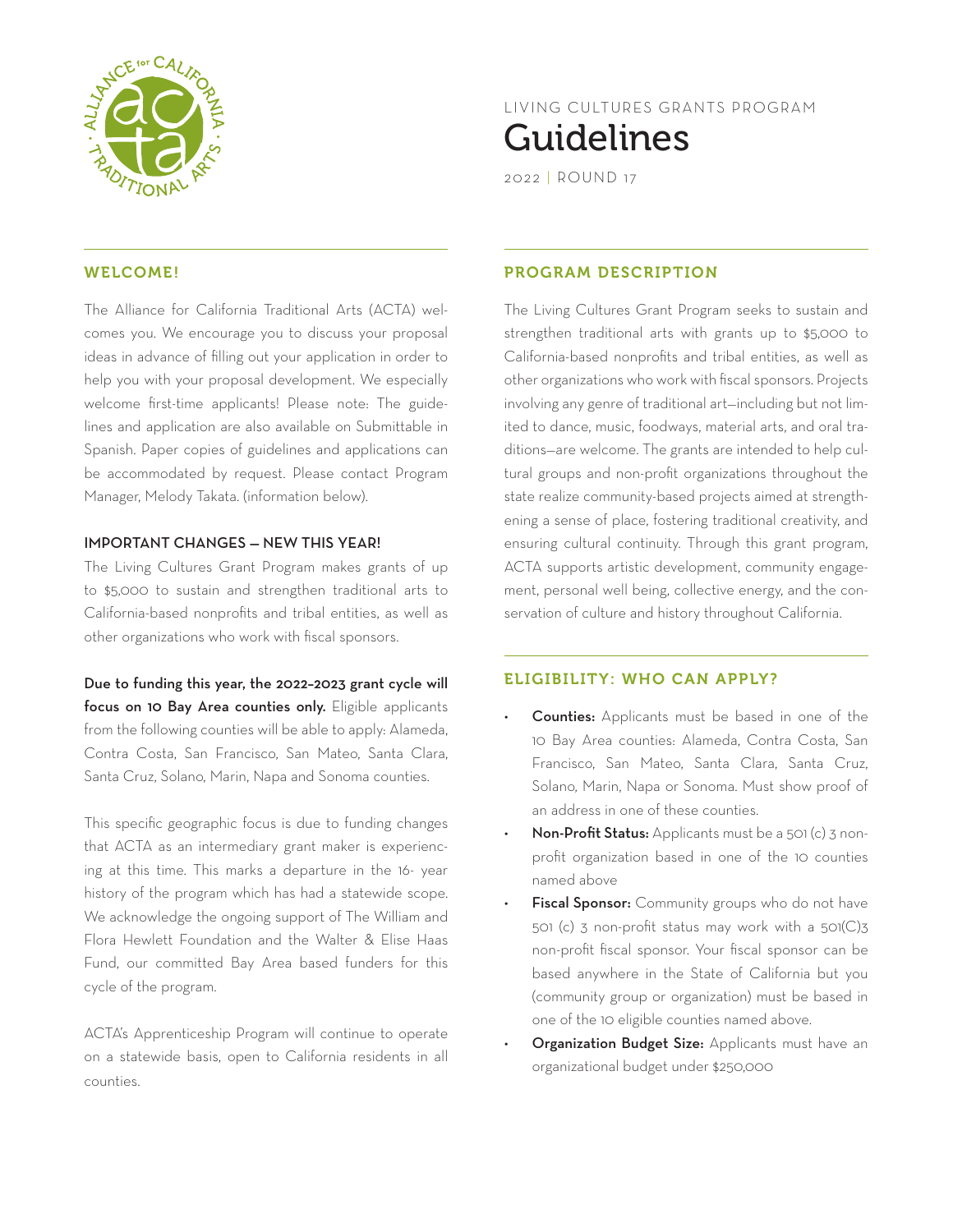LIVING CULTURES GRANTS PROGRAM

# Guidelines

2022 | ROUND 17

## WELCOME!

The Alliance for California Traditional Arts (ACTA) welcomes you. We encourage you to discuss your proposal ideas in advance of filling out your application in order to help you with your proposal development. We especially welcome first-time applicants! Please note: The guidelines and application are also available on Submittable in Spanish. Paper copies of guidelines and applications can be accommodated by request. Please contact Program Manager, Melody Takata. (information below).

### IMPORTANT CHANGES — NEW THIS YEAR!

The Living Cultures Grant Program makes grants of up to $5,000 to sustain and strengthen traditional arts to California-based nonprofits and tribal entities, as well as other organizations who work with fiscal sponsors.

**Due to funding this year, the 2022–2023 grant cycle will focus on 10 Bay Area counties only.** Eligible applicants from the following counties will be able to apply: Alameda, Contra Costa, San Francisco, San Mateo, Santa Clara, Santa Cruz, Solano, Marin, Napa and Sonoma counties.

This specific geographic focus is due to funding changes that ACTA as an intermediary grant maker is experiencing at this time. This marks a departure in the 16- year history of the program which has had a statewide scope. We acknowledge the ongoing support of The William and Flora Hewlett Foundation and the Walter & Elise Haas Fund, our committed Bay Area based funders for this cycle of the program.

ACTA's Apprenticeship Program will continue to operate on a statewide basis, open to California residents in all counties.

## PROGRAM DESCRIPTION

The Living Cultures Grant Program seeks to sustain and strengthen traditional arts with grants up to $5,000 to California-based nonprofits and tribal entities, as well as other organizations who work with fiscal sponsors. Projects involving any genre of traditional art—including but not limited to dance, music, foodways, material arts, and oral traditions—are welcome. The grants are intended to help cultural groups and non-profit organizations throughout the state realize community-based projects aimed at strengthening a sense of place, fostering traditional creativity, and ensuring cultural continuity. Through this grant program, ACTA supports artistic development, community engagement, personal well being, collective energy, and the conservation of culture and history throughout California.

## ELIGIBILITY: WHO CAN APPLY?

- **Counties:** Applicants must be based in one of the 10 Bay Area counties: Alameda, Contra Costa, San Francisco, San Mateo, Santa Clara, Santa Cruz, Solano, Marin, Napa or Sonoma. Must show proof of an address in one of these counties.
- **Non-Profit Status:** Applicants must be a 501 (c) 3 non-profit organization based in one of the 10 counties named above
- **Fiscal Sponsor:** Community groups who do not have 501 (c) 3 non-profit status may work with a 501(C)3 non-profit fiscal sponsor. Your fiscal sponsor can be based anywhere in the State of California but you (community group or organization) must be based in one of the 10 eligible counties named above.
- **Organization Budget Size:** Applicants must have an organizational budget under $250,000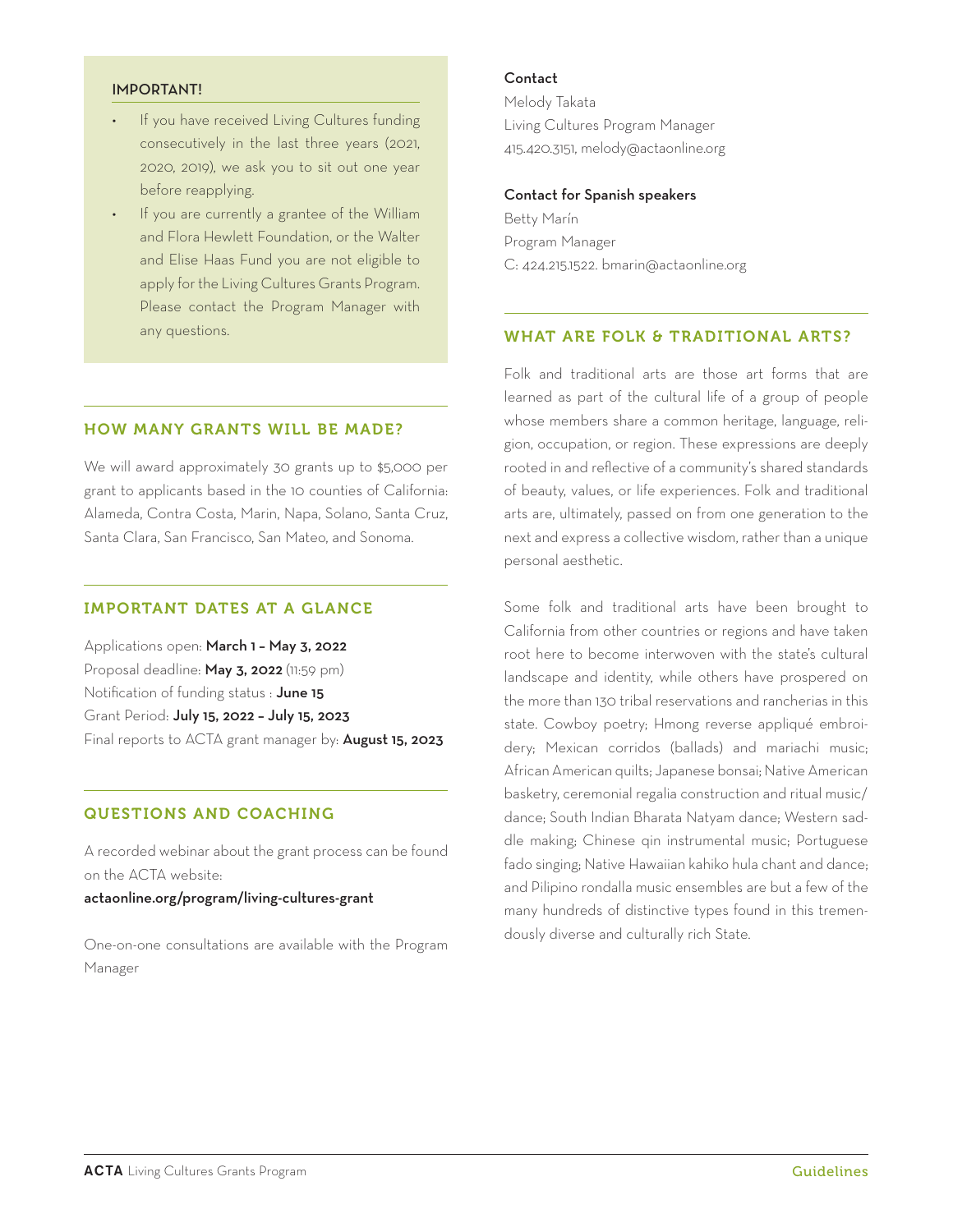### IMPORTANT!

- If you have received Living Cultures funding consecutively in the last three years (2021, 2020, 2019), we ask you to sit out one year before reapplying.
- If you are currently a grantee of the William and Flora Hewlett Foundation, or the Walter and Elise Haas Fund you are not eligible to apply for the Living Cultures Grants Program. Please contact the Program Manager with any questions.

## HOW MANY GRANTS WILL BE MADE?

We will award approximately 30 grants up to $5,000 per grant to applicants based in the 10 counties of California: Alameda, Contra Costa, Marin, Napa, Solano, Santa Cruz, Santa Clara, San Francisco, San Mateo, and Sonoma.

## IMPORTANT DATES AT A GLANCE

Applications open: **March 1 – May 3, 2022**
Proposal deadline: **May 3, 2022** (11:59 pm)
Notification of funding status : **June 15**
Grant Period: **July 15, 2022 – July 15, 2023**
Final reports to ACTA grant manager by: **August 15, 2023**

## QUESTIONS AND COACHING

A recorded webinar about the grant process can be found on the ACTA website:
**actaonline.org/program/living-cultures-grant**

One-on-one consultations are available with the Program Manager

**Contact**
Melody Takata
Living Cultures Program Manager
415.420.3151, melody@actaonline.org

**Contact for Spanish speakers**
Betty Marín
Program Manager
C: 424.215.1522. bmarin@actaonline.org

## WHAT ARE FOLK & TRADITIONAL ARTS?

Folk and traditional arts are those art forms that are learned as part of the cultural life of a group of people whose members share a common heritage, language, religion, occupation, or region. These expressions are deeply rooted in and reflective of a community's shared standards of beauty, values, or life experiences. Folk and traditional arts are, ultimately, passed on from one generation to the next and express a collective wisdom, rather than a unique personal aesthetic.

Some folk and traditional arts have been brought to California from other countries or regions and have taken root here to become interwoven with the state's cultural landscape and identity, while others have prospered on the more than 130 tribal reservations and rancherias in this state. Cowboy poetry; Hmong reverse appliqué embroidery; Mexican corridos (ballads) and mariachi music; African American quilts; Japanese bonsai; Native American basketry, ceremonial regalia construction and ritual music/dance; South Indian Bharata Natyam dance; Western saddle making; Chinese qin instrumental music; Portuguese fado singing; Native Hawaiian kahiko hula chant and dance; and Pilipino rondalla music ensembles are but a few of the many hundreds of distinctive types found in this tremendously diverse and culturally rich State.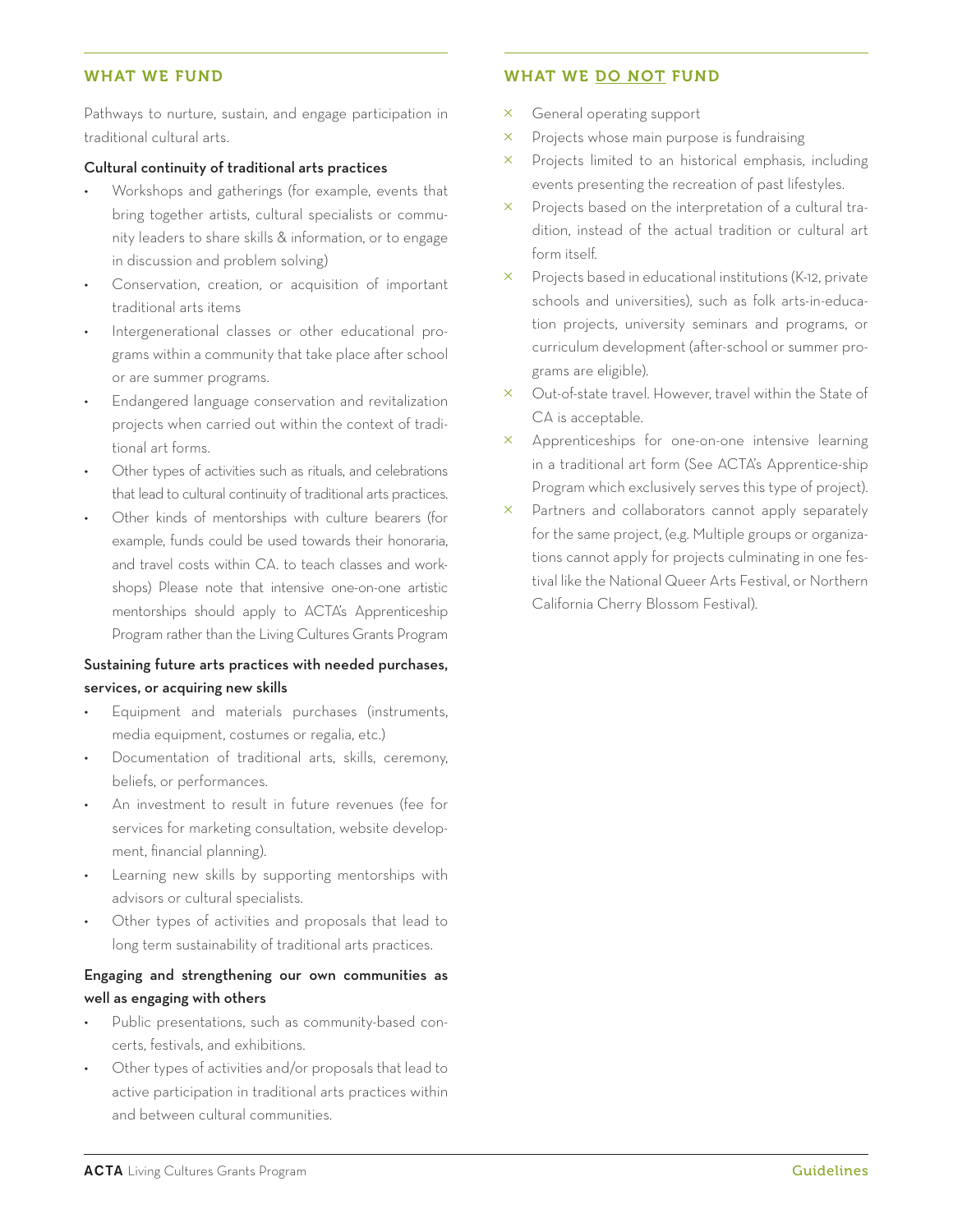## WHAT WE FUND

Pathways to nurture, sustain, and engage participation in traditional cultural arts.

**Cultural continuity of traditional arts practices**

- Workshops and gatherings (for example, events that bring together artists, cultural specialists or community leaders to share skills & information, or to engage in discussion and problem solving)
- Conservation, creation, or acquisition of important traditional arts items
- Intergenerational classes or other educational programs within a community that take place after school or are summer programs.
- Endangered language conservation and revitalization projects when carried out within the context of traditional art forms.
- Other types of activities such as rituals, and celebrations that lead to cultural continuity of traditional arts practices.
- Other kinds of mentorships with culture bearers (for example, funds could be used towards their honoraria, and travel costs within CA. to teach classes and workshops) Please note that intensive one-on-one artistic mentorships should apply to ACTA's Apprenticeship Program rather than the Living Cultures Grants Program

**Sustaining future arts practices with needed purchases, services, or acquiring new skills**

- Equipment and materials purchases (instruments, media equipment, costumes or regalia, etc.)
- Documentation of traditional arts, skills, ceremony, beliefs, or performances.
- An investment to result in future revenues (fee for services for marketing consultation, website development, financial planning).
- Learning new skills by supporting mentorships with advisors or cultural specialists.
- Other types of activities and proposals that lead to long term sustainability of traditional arts practices.

**Engaging and strengthening our own communities as well as engaging with others**

- Public presentations, such as community-based concerts, festivals, and exhibitions.
- Other types of activities and/or proposals that lead to active participation in traditional arts practices within and between cultural communities.

## WHAT WE DO NOT FUND

- × General operating support
- × Projects whose main purpose is fundraising
- × Projects limited to an historical emphasis, including events presenting the recreation of past lifestyles.
- × Projects based on the interpretation of a cultural tradition, instead of the actual tradition or cultural art form itself.
- × Projects based in educational institutions (K-12, private schools and universities), such as folk arts-in-education projects, university seminars and programs, or curriculum development (after-school or summer programs are eligible).
- × Out-of-state travel. However, travel within the State of CA is acceptable.
- × Apprenticeships for one-on-one intensive learning in a traditional art form (See ACTA's Apprentice-ship Program which exclusively serves this type of project).
- × Partners and collaborators cannot apply separately for the same project, (e.g. Multiple groups or organizations cannot apply for projects culminating in one festival like the National Queer Arts Festival, or Northern California Cherry Blossom Festival).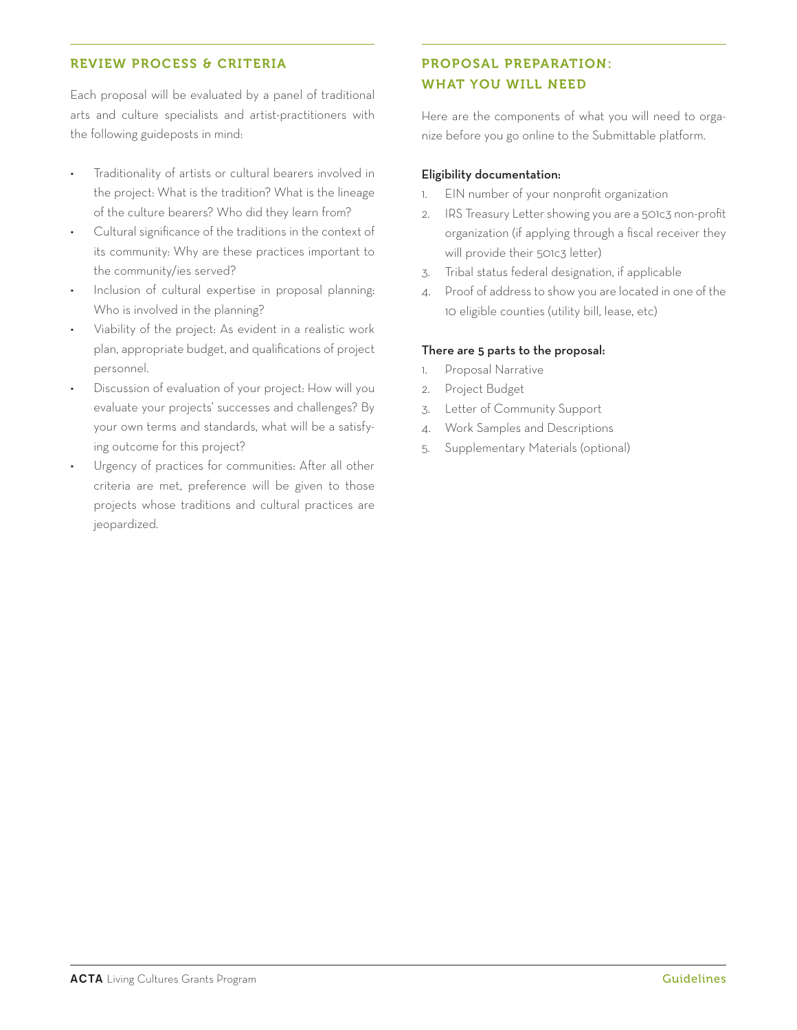## REVIEW PROCESS & CRITERIA

Each proposal will be evaluated by a panel of traditional arts and culture specialists and artist-practitioners with the following guideposts in mind:

- Traditionality of artists or cultural bearers involved in the project: What is the tradition? What is the lineage of the culture bearers? Who did they learn from?
- Cultural significance of the traditions in the context of its community: Why are these practices important to the community/ies served?
- Inclusion of cultural expertise in proposal planning: Who is involved in the planning?
- Viability of the project: As evident in a realistic work plan, appropriate budget, and qualifications of project personnel.
- Discussion of evaluation of your project: How will you evaluate your projects' successes and challenges? By your own terms and standards, what will be a satisfying outcome for this project?
- Urgency of practices for communities: After all other criteria are met, preference will be given to those projects whose traditions and cultural practices are jeopardized.

## PROPOSAL PREPARATION: WHAT YOU WILL NEED

Here are the components of what you will need to organize before you go online to the Submittable platform.

**Eligibility documentation:**

1. EIN number of your nonprofit organization
2. IRS Treasury Letter showing you are a 501c3 non-profit organization (if applying through a fiscal receiver they will provide their 501c3 letter)
3. Tribal status federal designation, if applicable
4. Proof of address to show you are located in one of the 10 eligible counties (utility bill, lease, etc)

**There are 5 parts to the proposal:**

1. Proposal Narrative
2. Project Budget
3. Letter of Community Support
4. Work Samples and Descriptions
5. Supplementary Materials (optional)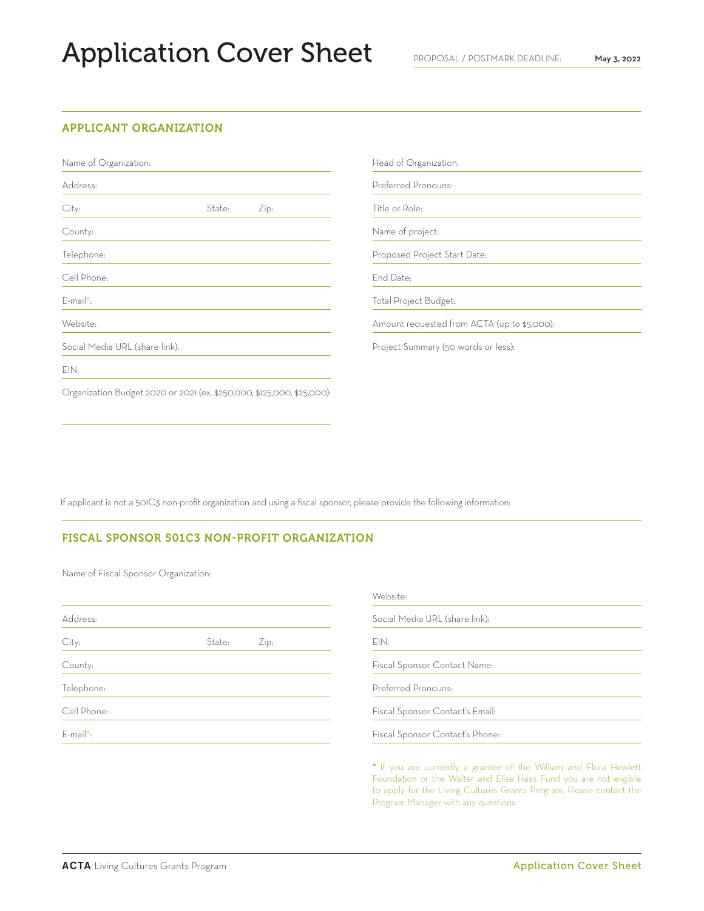# Application Cover Sheet

PROPOSAL / POSTMARK DEADLINE: **May 3, 2022**

## APPLICANT ORGANIZATION

Name of Organization:

Address:

City: State: Zip:

County:

Telephone:

Cell Phone:

E-mail*:

Website:

Social Media URL (share link):

EIN:

Organization Budget 2020 or 2021 (ex. $250,000, $125,000, $25,000):

Head of Organization:

Preferred Pronouns:

Title or Role:

Name of project:

Proposed Project Start Date:

End Date:

Total Project Budget:

Amount requested from ACTA (up to $5,000):

Project Summary (50 words or less):

If applicant is not a 501C3 non-profit organization and using a fiscal sponsor, please provide the following information:

## FISCAL SPONSOR 501C3 NON-PROFIT ORGANIZATION

Name of Fiscal Sponsor Organization:

Address:

City: State: Zip:

County:

Telephone:

Cell Phone:

E-mail*:

Website:

Social Media URL (share link):

EIN:

Fiscal Sponsor Contact Name:

Preferred Pronouns:

Fiscal Sponsor Contact's Email:

Fiscal Sponsor Contact's Phone:

* If you are currently a grantee of the William and Flora Hewlett Foundation or the Walter and Elise Haas Fund you are not eligible to apply for the Living Cultures Grants Program. Please contact the Program Manager with any questions.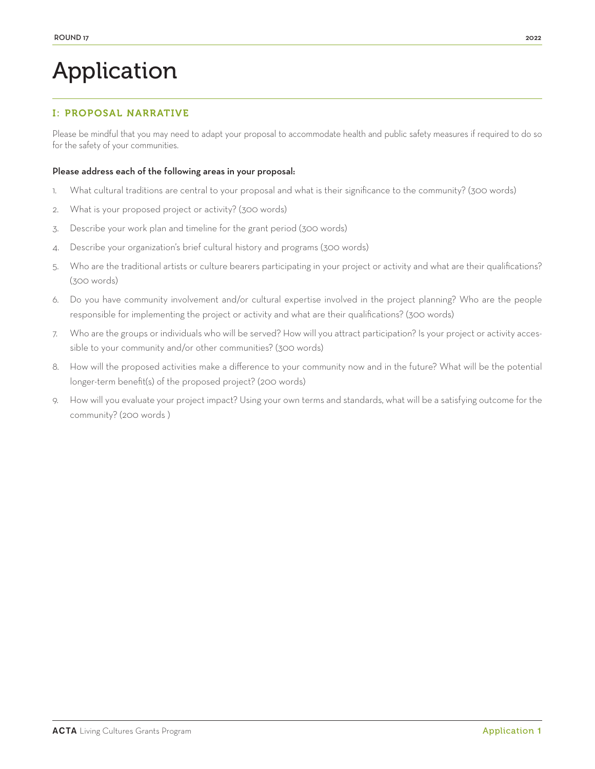# Application

## I: PROPOSAL NARRATIVE

Please be mindful that you may need to adapt your proposal to accommodate health and public safety measures if required to do so for the safety of your communities.

**Please address each of the following areas in your proposal:**

1. What cultural traditions are central to your proposal and what is their significance to the community? (300 words)
2. What is your proposed project or activity? (300 words)
3. Describe your work plan and timeline for the grant period (300 words)
4. Describe your organization's brief cultural history and programs (300 words)
5. Who are the traditional artists or culture bearers participating in your project or activity and what are their qualifications? (300 words)
6. Do you have community involvement and/or cultural expertise involved in the project planning? Who are the people responsible for implementing the project or activity and what are their qualifications? (300 words)
7. Who are the groups or individuals who will be served? How will you attract participation? Is your project or activity accessible to your community and/or other communities? (300 words)
8. How will the proposed activities make a difference to your community now and in the future? What will be the potential longer-term benefit(s) of the proposed project? (200 words)
9. How will you evaluate your project impact? Using your own terms and standards, what will be a satisfying outcome for the community? (200 words )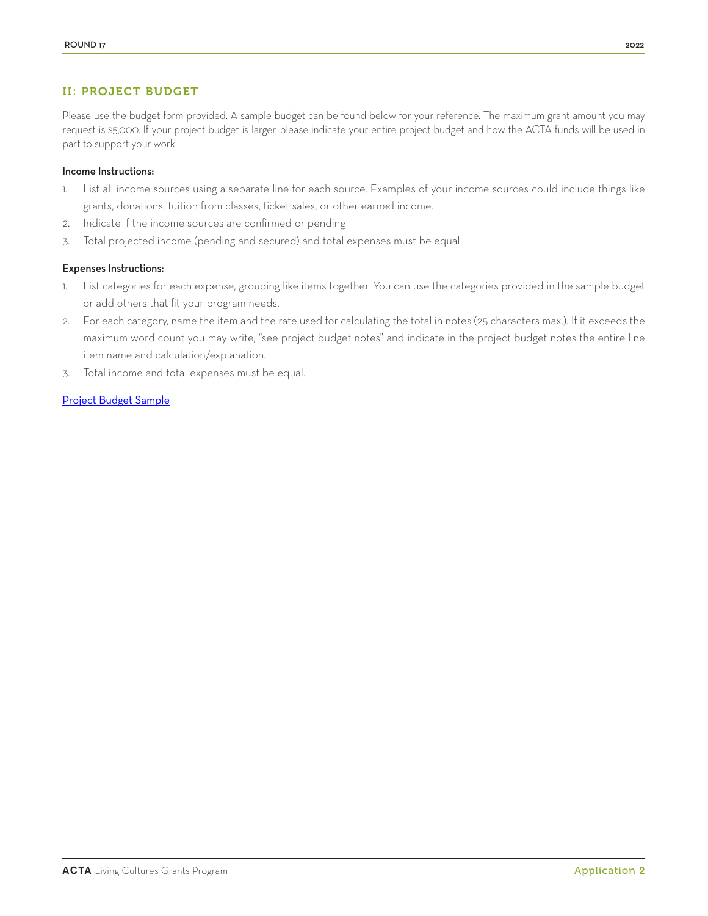## II: PROJECT BUDGET

Please use the budget form provided. A sample budget can be found below for your reference. The maximum grant amount you may request is $5,000. If your project budget is larger, please indicate your entire project budget and how the ACTA funds will be used in part to support your work.

**Income Instructions:**

1. List all income sources using a separate line for each source. Examples of your income sources could include things like grants, donations, tuition from classes, ticket sales, or other earned income.
2. Indicate if the income sources are confirmed or pending
3. Total projected income (pending and secured) and total expenses must be equal.

**Expenses Instructions:**

1. List categories for each expense, grouping like items together. You can use the categories provided in the sample budget or add others that fit your program needs.
2. For each category, name the item and the rate used for calculating the total in notes (25 characters max.). If it exceeds the maximum word count you may write, "see project budget notes" and indicate in the project budget notes the entire line item name and calculation/explanation.
3. Total income and total expenses must be equal.

Project Budget Sample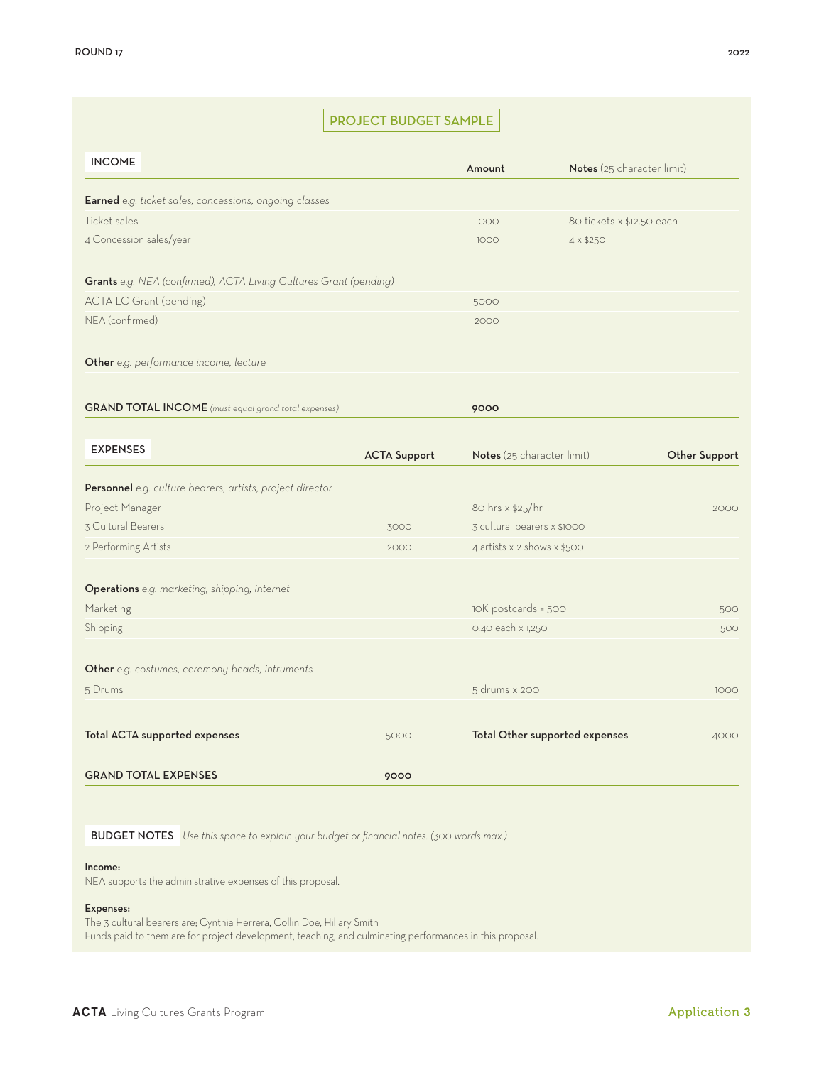## PROJECT BUDGET SAMPLE

| INCOME | Amount | Notes (25 character limit) |
|---|---|---|
| **Earned** *e.g. ticket sales, concessions, ongoing classes* | | |
| Ticket sales | 1000 | 80 tickets x $12.50 each |
| 4 Concession sales/year | 1000 | 4 x $250 |
| **Grants** *e.g. NEA (confirmed), ACTA Living Cultures Grant (pending)* | | |
| ACTA LC Grant (pending) | 5000 | |
| NEA (confirmed) | 2000 | |
| **Other** *e.g. performance income, lecture* | | |
| **GRAND TOTAL INCOME** *(must equal grand total expenses)* | **9000** | |

| EXPENSES | ACTA Support | Notes (25 character limit) | Other Support |
|---|---|---|---|
| **Personnel** *e.g. culture bearers, artists, project director* | | | |
| Project Manager | | 80 hrs x $25/hr | 2000 |
| 3 Cultural Bearers | 3000 | 3 cultural bearers x $1000 | |
| 2 Performing Artists | 2000 | 4 artists x 2 shows x $500 | |
| **Operations** *e.g. marketing, shipping, internet* | | | |
| Marketing | | 10K postcards = 500 | 500 |
| Shipping | | 0.40 each x 1,250 | 500 |
| **Other** *e.g. costumes, ceremony beads, intruments* | | | |
| 5 Drums | | 5 drums x 200 | 1000 |
| **Total ACTA supported expenses** | 5000 | **Total Other supported expenses** | 4000 |
| **GRAND TOTAL EXPENSES** | **9000** | | |

**BUDGET NOTES** *Use this space to explain your budget or financial notes. (300 words max.)*

**Income:**
NEA supports the administrative expenses of this proposal.

**Expenses:**
The 3 cultural bearers are; Cynthia Herrera, Collin Doe, Hillary Smith
Funds paid to them are for project development, teaching, and culminating performances in this proposal.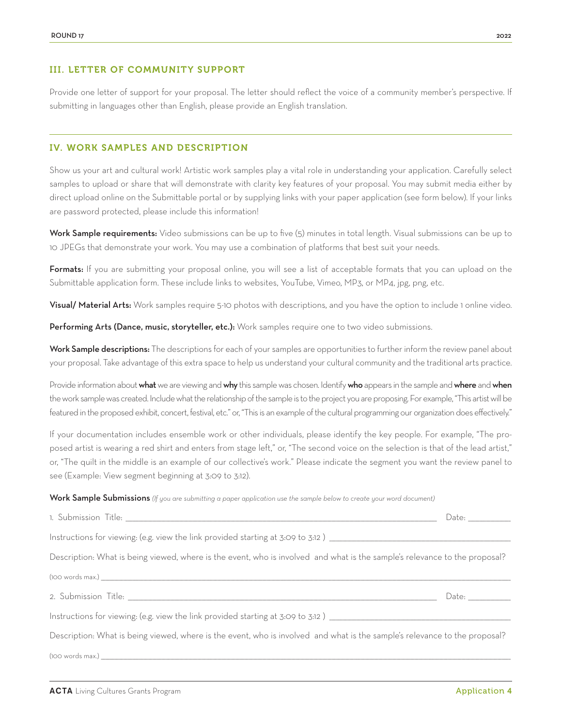## III. LETTER OF COMMUNITY SUPPORT

Provide one letter of support for your proposal. The letter should reflect the voice of a community member's perspective. If submitting in languages other than English, please provide an English translation.

---

## IV. WORK SAMPLES AND DESCRIPTION

Show us your art and cultural work! Artistic work samples play a vital role in understanding your application. Carefully select samples to upload or share that will demonstrate with clarity key features of your proposal. You may submit media either by direct upload online on the Submittable portal or by supplying links with your paper application (see form below). If your links are password protected, please include this information!

**Work Sample requirements:** Video submissions can be up to five (5) minutes in total length. Visual submissions can be up to 10 JPEGs that demonstrate your work. You may use a combination of platforms that best suit your needs.

**Formats:** If you are submitting your proposal online, you will see a list of acceptable formats that you can upload on the Submittable application form. These include links to websites, YouTube, Vimeo, MP3, or MP4, jpg, png, etc.

**Visual/ Material Arts:** Work samples require 5-10 photos with descriptions, and you have the option to include 1 online video.

**Performing Arts (Dance, music, storyteller, etc.):** Work samples require one to two video submissions.

**Work Sample descriptions:** The descriptions for each of your samples are opportunities to further inform the review panel about your proposal. Take advantage of this extra space to help us understand your cultural community and the traditional arts practice.

Provide information about **what** we are viewing and **why** this sample was chosen. Identify **who** appears in the sample and **where** and **when** the work sample was created. Include what the relationship of the sample is to the project you are proposing. For example, "This artist will be featured in the proposed exhibit, concert, festival, etc." or, "This is an example of the cultural programming our organization does effectively."

If your documentation includes ensemble work or other individuals, please identify the key people. For example, "The proposed artist is wearing a red shirt and enters from stage left," or, "The second voice on the selection is that of the lead artist," or, "The quilt in the middle is an example of our collective's work." Please indicate the segment you want the review panel to see (Example: View segment beginning at 3:09 to 3:12).

**Work Sample Submissions** *(If you are submitting a paper application use the sample below to create your word document)*

1. Submission Title: ______________________________ Date: __________

Instructions for viewing: (e.g. view the link provided starting at 3:09 to 3:12 ) ______________________________

Description: What is being viewed, where is the event, who is involved and what is the sample's relevance to the proposal?

(100 words max.) ______________________________

2. Submission Title: ______________________________ Date: __________

Instructions for viewing: (e.g. view the link provided starting at 3:09 to 3:12 ) ______________________________

Description: What is being viewed, where is the event, who is involved and what is the sample's relevance to the proposal?

(100 words max.) ______________________________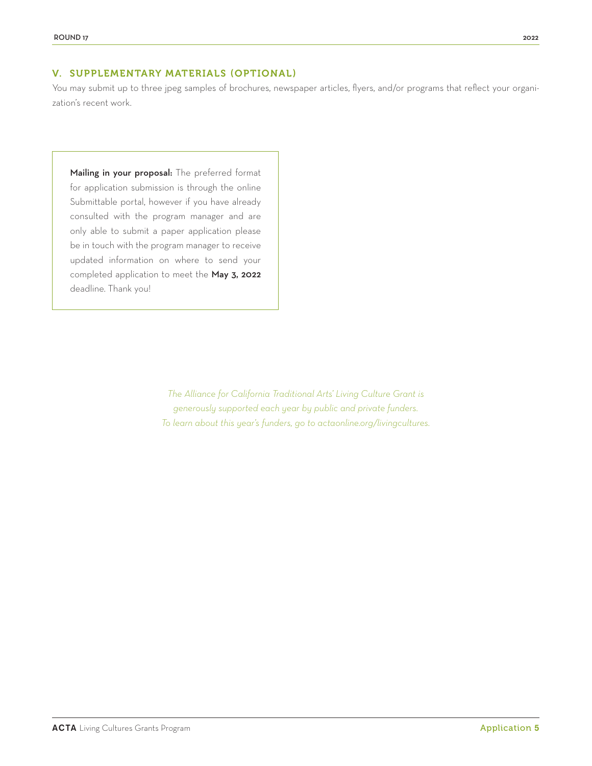## V. SUPPLEMENTARY MATERIALS (OPTIONAL)

You may submit up to three jpeg samples of brochures, newspaper articles, flyers, and/or programs that reflect your organization's recent work.

**Mailing in your proposal:** The preferred format for application submission is through the online Submittable portal, however if you have already consulted with the program manager and are only able to submit a paper application please be in touch with the program manager to receive updated information on where to send your completed application to meet the **May 3, 2022** deadline. Thank you!

*The Alliance for California Traditional Arts' Living Culture Grant is generously supported each year by public and private funders. To learn about this year's funders, go to actaonline.org/livingcultures.*